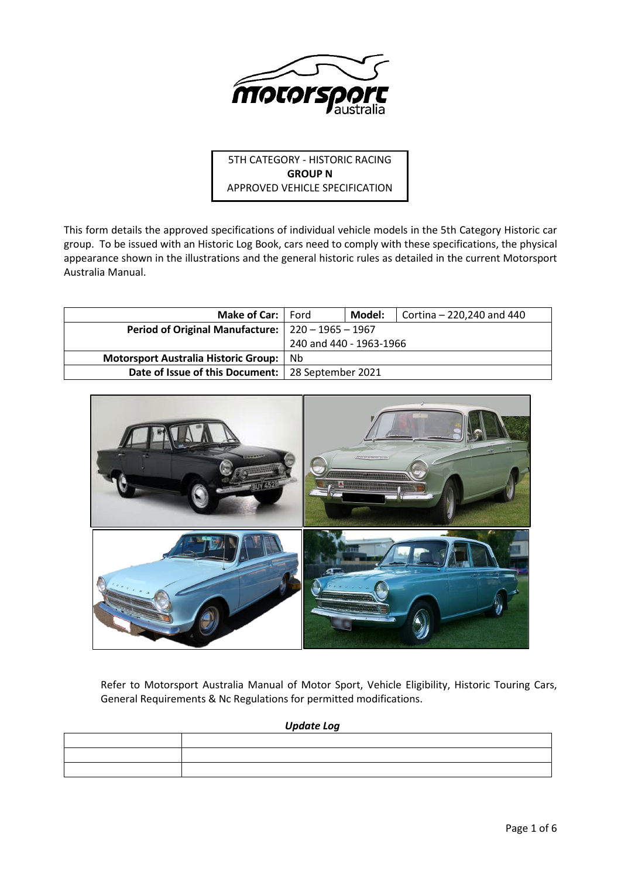5TH CATEGORY - HISTORIC RACING
**GROUP N**
APPROVED VEHICLE SPECIFICATION

This form details the approved specifications of individual vehicle models in the 5th Category Historic car group. To be issued with an Historic Log Book, cars need to comply with these specifications, the physical appearance shown in the illustrations and the general historic rules as detailed in the current Motorsport Australia Manual.

| **Make of Car:** | Ford | **Model:** | Cortina – 220,240 and 440 |
|---|---|---|---|
| **Period of Original Manufacture:** | 220 – 1965 – 1967<br>240 and 440 - 1963-1966 | | |
| **Motorsport Australia Historic Group:** | Nb | | |
| **Date of Issue of this Document:** | 28 September 2021 | | |

Refer to Motorsport Australia Manual of Motor Sport, Vehicle Eligibility, Historic Touring Cars, General Requirements & Nc Regulations for permitted modifications.

***Update Log***

| | |
|---|---|
| | |
| | |
| | |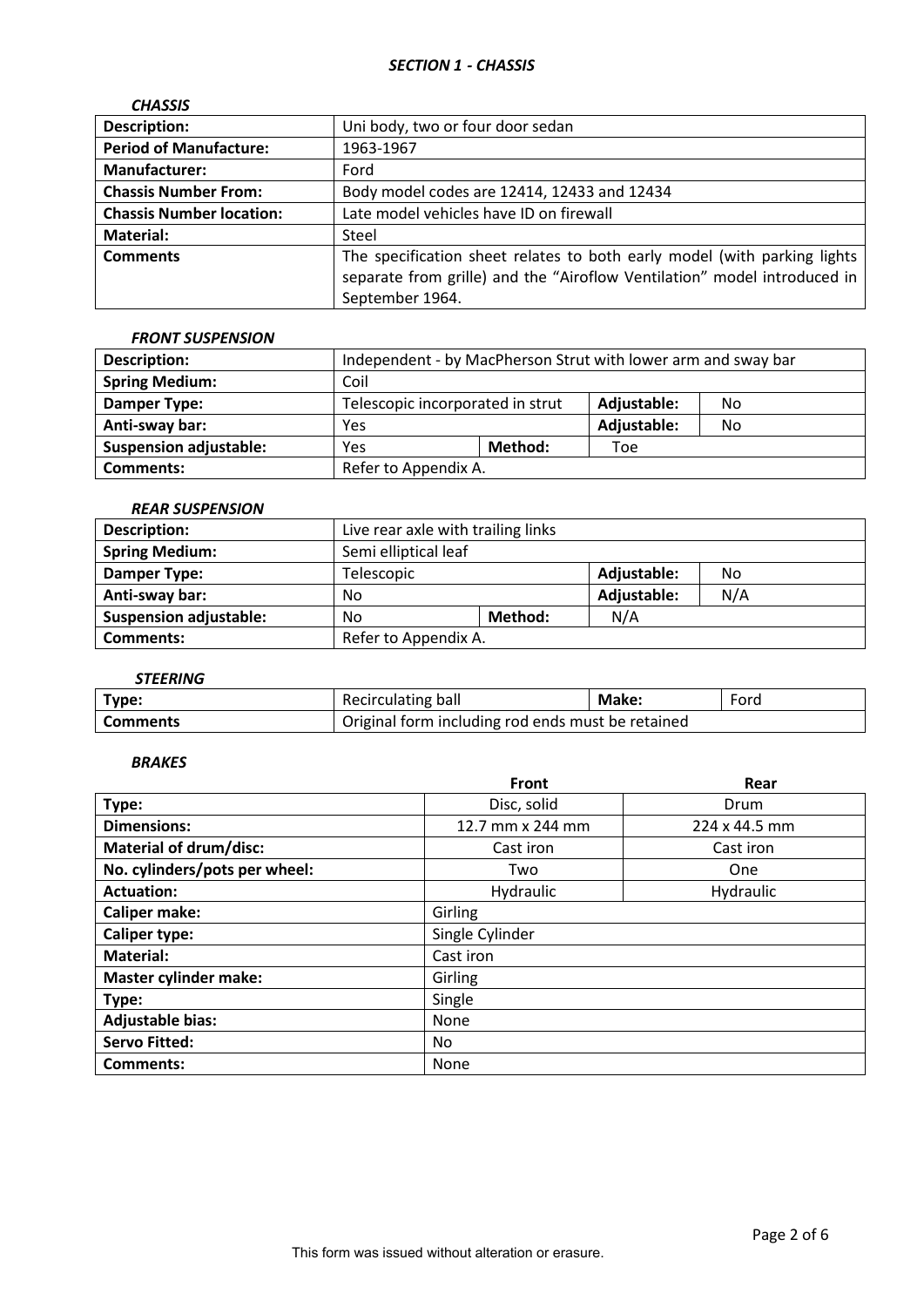## *SECTION 1 - CHASSIS*

### *CHASSIS*

| | |
|---|---|
| **Description:** | Uni body, two or four door sedan |
| **Period of Manufacture:** | 1963-1967 |
| **Manufacturer:** | Ford |
| **Chassis Number From:** | Body model codes are 12414, 12433 and 12434 |
| **Chassis Number location:** | Late model vehicles have ID on firewall |
| **Material:** | Steel |
| **Comments** | The specification sheet relates to both early model (with parking lights separate from grille) and the "Airoflow Ventilation" model introduced in September 1964. |

### *FRONT SUSPENSION*

| | | | | |
|---|---|---|---|---|
| **Description:** | Independent - by MacPherson Strut with lower arm and sway bar | | | |
| **Spring Medium:** | Coil | | | |
| **Damper Type:** | Telescopic incorporated in strut | | **Adjustable:** | No |
| **Anti-sway bar:** | Yes | | **Adjustable:** | No |
| **Suspension adjustable:** | Yes | **Method:** | Toe | |
| **Comments:** | Refer to Appendix A. | | | |

### *REAR SUSPENSION*

| | | | | |
|---|---|---|---|---|
| **Description:** | Live rear axle with trailing links | | | |
| **Spring Medium:** | Semi elliptical leaf | | | |
| **Damper Type:** | Telescopic | | **Adjustable:** | No |
| **Anti-sway bar:** | No | | **Adjustable:** | N/A |
| **Suspension adjustable:** | No | **Method:** | N/A | |
| **Comments:** | Refer to Appendix A. | | | |

### *STEERING*

| | | | |
|---|---|---|---|
| **Type:** | Recirculating ball | **Make:** | Ford |
| **Comments** | Original form including rod ends must be retained | | |

### *BRAKES*

| | **Front** | **Rear** |
|---|---|---|
| **Type:** | Disc, solid | Drum |
| **Dimensions:** | 12.7 mm x 244 mm | 224 x 44.5 mm |
| **Material of drum/disc:** | Cast iron | Cast iron |
| **No. cylinders/pots per wheel:** | Two | One |
| **Actuation:** | Hydraulic | Hydraulic |
| **Caliper make:** | Girling | |
| **Caliper type:** | Single Cylinder | |
| **Material:** | Cast iron | |
| **Master cylinder make:** | Girling | |
| **Type:** | Single | |
| **Adjustable bias:** | None | |
| **Servo Fitted:** | No | |
| **Comments:** | None | |

This form was issued without alteration or erasure.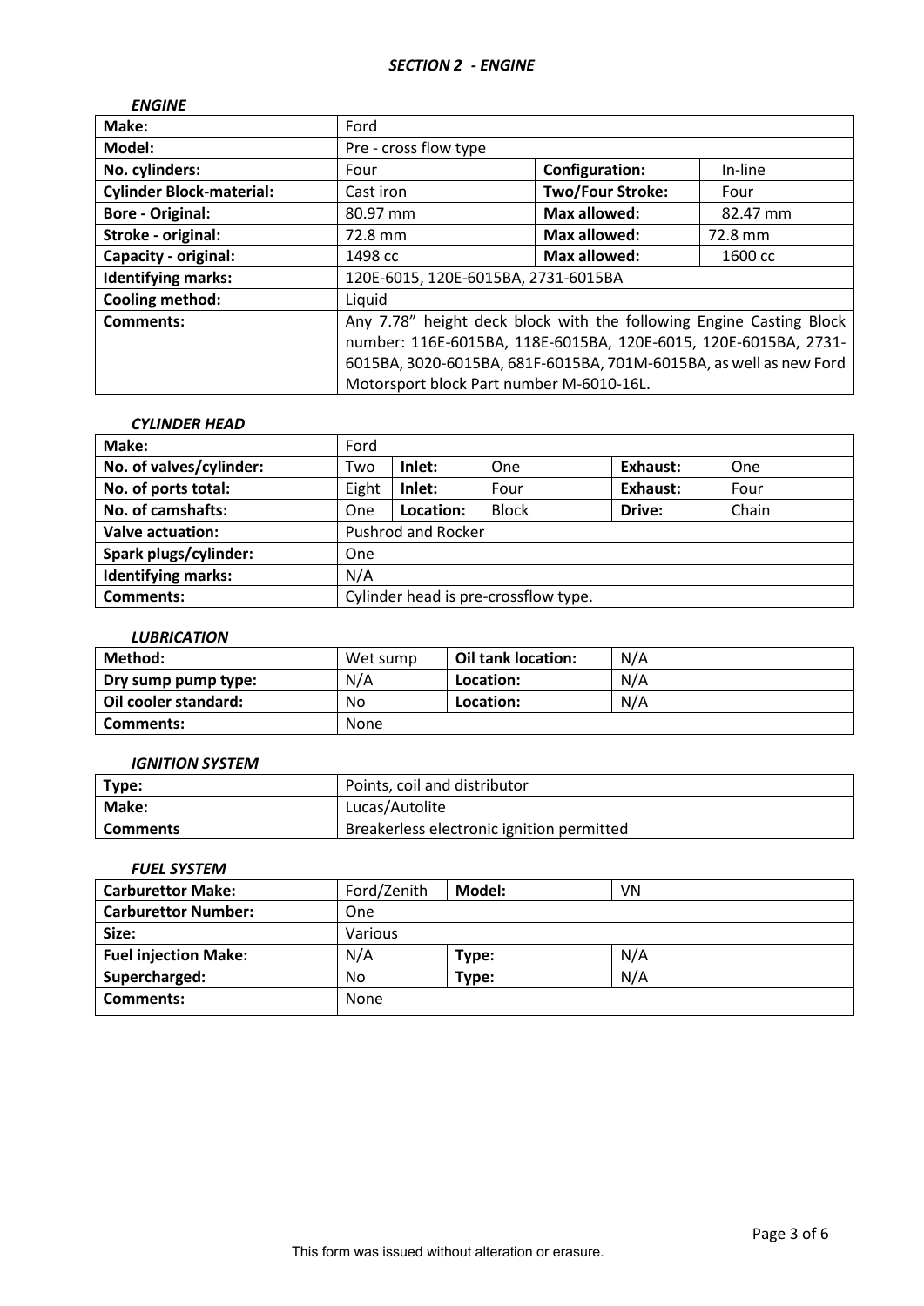## *SECTION 2 - ENGINE*

### *ENGINE*

| **Make:** | Ford | | |
|---|---|---|---|
| **Model:** | Pre - cross flow type | | |
| **No. cylinders:** | Four | **Configuration:** | In-line |
| **Cylinder Block-material:** | Cast iron | **Two/Four Stroke:** | Four |
| **Bore - Original:** | 80.97 mm | **Max allowed:** | 82.47 mm |
| **Stroke - original:** | 72.8 mm | **Max allowed:** | 72.8 mm |
| **Capacity - original:** | 1498 cc | **Max allowed:** | 1600 cc |
| **Identifying marks:** | 120E-6015, 120E-6015BA, 2731-6015BA | | |
| **Cooling method:** | Liquid | | |
| **Comments:** | Any 7.78" height deck block with the following Engine Casting Block number: 116E-6015BA, 118E-6015BA, 120E-6015, 120E-6015BA, 2731-6015BA, 3020-6015BA, 681F-6015BA, 701M-6015BA, as well as new Ford Motorsport block Part number M-6010-16L. | | |

### *CYLINDER HEAD*

| **Make:** | Ford | | | | |
|---|---|---|---|---|---|
| **No. of valves/cylinder:** | Two | **Inlet:** | One | **Exhaust:** | One |
| **No. of ports total:** | Eight | **Inlet:** | Four | **Exhaust:** | Four |
| **No. of camshafts:** | One | **Location:** | Block | **Drive:** | Chain |
| **Valve actuation:** | Pushrod and Rocker | | | | |
| **Spark plugs/cylinder:** | One | | | | |
| **Identifying marks:** | N/A | | | | |
| **Comments:** | Cylinder head is pre-crossflow type. | | | | |

### *LUBRICATION*

| **Method:** | Wet sump | **Oil tank location:** | N/A |
|---|---|---|---|
| **Dry sump pump type:** | N/A | **Location:** | N/A |
| **Oil cooler standard:** | No | **Location:** | N/A |
| **Comments:** | None | | |

### *IGNITION SYSTEM*

| **Type:** | Points, coil and distributor |
|---|---|
| **Make:** | Lucas/Autolite |
| **Comments** | Breakerless electronic ignition permitted |

### *FUEL SYSTEM*

| **Carburettor Make:** | Ford/Zenith | **Model:** | VN |
|---|---|---|---|
| **Carburettor Number:** | One | | |
| **Size:** | Various | | |
| **Fuel injection Make:** | N/A | **Type:** | N/A |
| **Supercharged:** | No | **Type:** | N/A |
| **Comments:** | None | | |

This form was issued without alteration or erasure.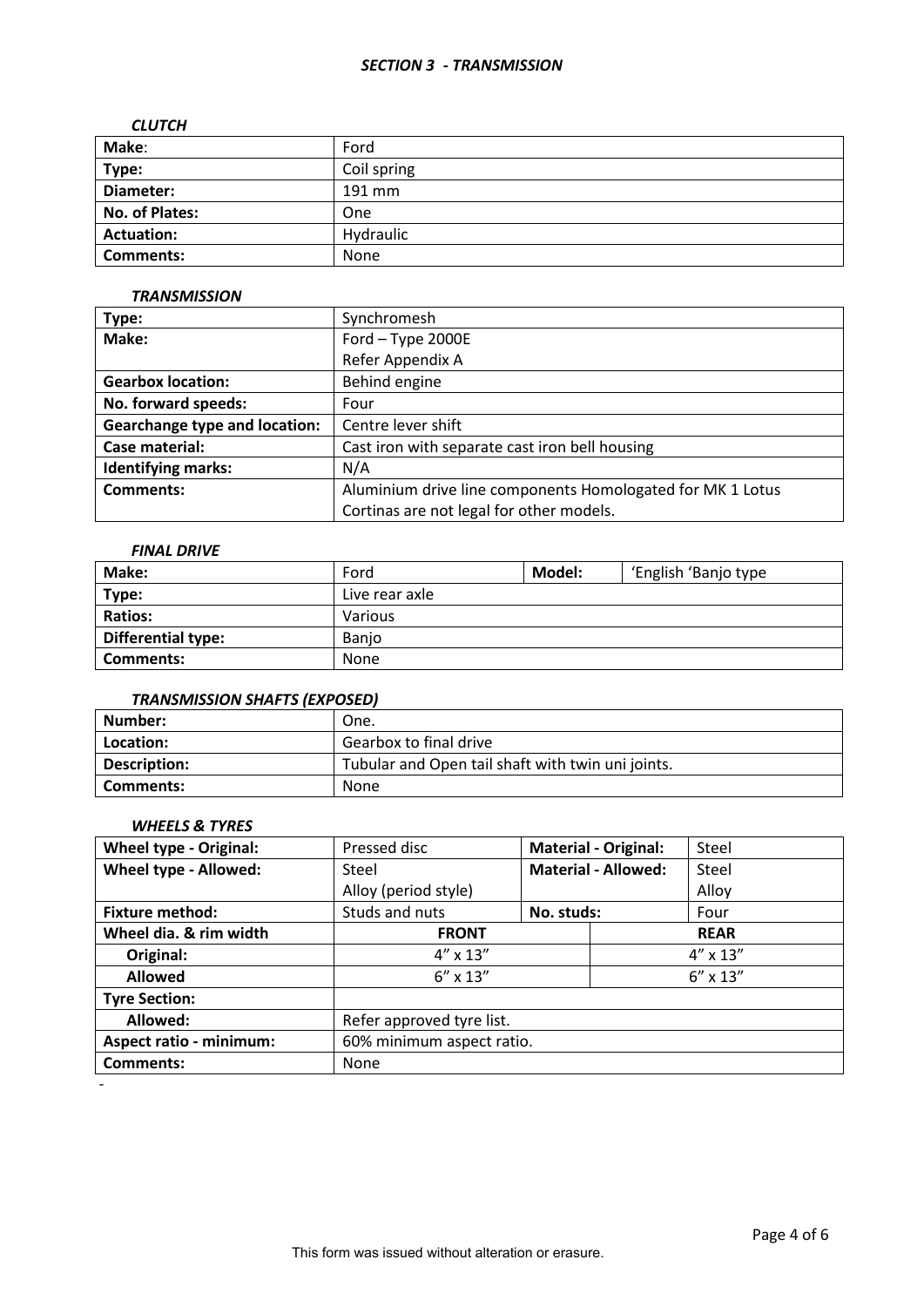### *SECTION 3 - TRANSMISSION*

#### *CLUTCH*

| **Make**: | Ford |
|---|---|
| **Type:** | Coil spring |
| **Diameter:** | 191 mm |
| **No. of Plates:** | One |
| **Actuation:** | Hydraulic |
| **Comments:** | None |

#### *TRANSMISSION*

| **Type:** | Synchromesh |
|---|---|
| **Make:** | Ford – Type 2000E<br>Refer Appendix A |
| **Gearbox location:** | Behind engine |
| **No. forward speeds:** | Four |
| **Gearchange type and location:** | Centre lever shift |
| **Case material:** | Cast iron with separate cast iron bell housing |
| **Identifying marks:** | N/A |
| **Comments:** | Aluminium drive line components Homologated for MK 1 Lotus Cortinas are not legal for other models. |

#### *FINAL DRIVE*

| **Make:** | Ford | **Model:** | 'English 'Banjo type |
|---|---|---|---|
| **Type:** | Live rear axle | | |
| **Ratios:** | Various | | |
| **Differential type:** | Banjo | | |
| **Comments:** | None | | |

#### *TRANSMISSION SHAFTS (EXPOSED)*

| **Number:** | One. |
|---|---|
| **Location:** | Gearbox to final drive |
| **Description:** | Tubular and Open tail shaft with twin uni joints. |
| **Comments:** | None |

#### *WHEELS & TYRES*

| **Wheel type - Original:** | Pressed disc | **Material - Original:** | Steel |
|---|---|---|---|
| **Wheel type - Allowed:** | Steel<br>Alloy (period style) | **Material - Allowed:** | Steel<br>Alloy |
| **Fixture method:** | Studs and nuts | **No. studs:** | Four |
| **Wheel dia. & rim width** | **FRONT** | | **REAR** |
| **Original:** | 4" x 13" | | 4" x 13" |
| **Allowed** | 6" x 13" | | 6" x 13" |
| **Tyre Section:** | | | |
| **Allowed:** | Refer approved tyre list. | | |
| **Aspect ratio - minimum:** | 60% minimum aspect ratio. | | |
| **Comments:** | None | | |

-

This form was issued without alteration or erasure.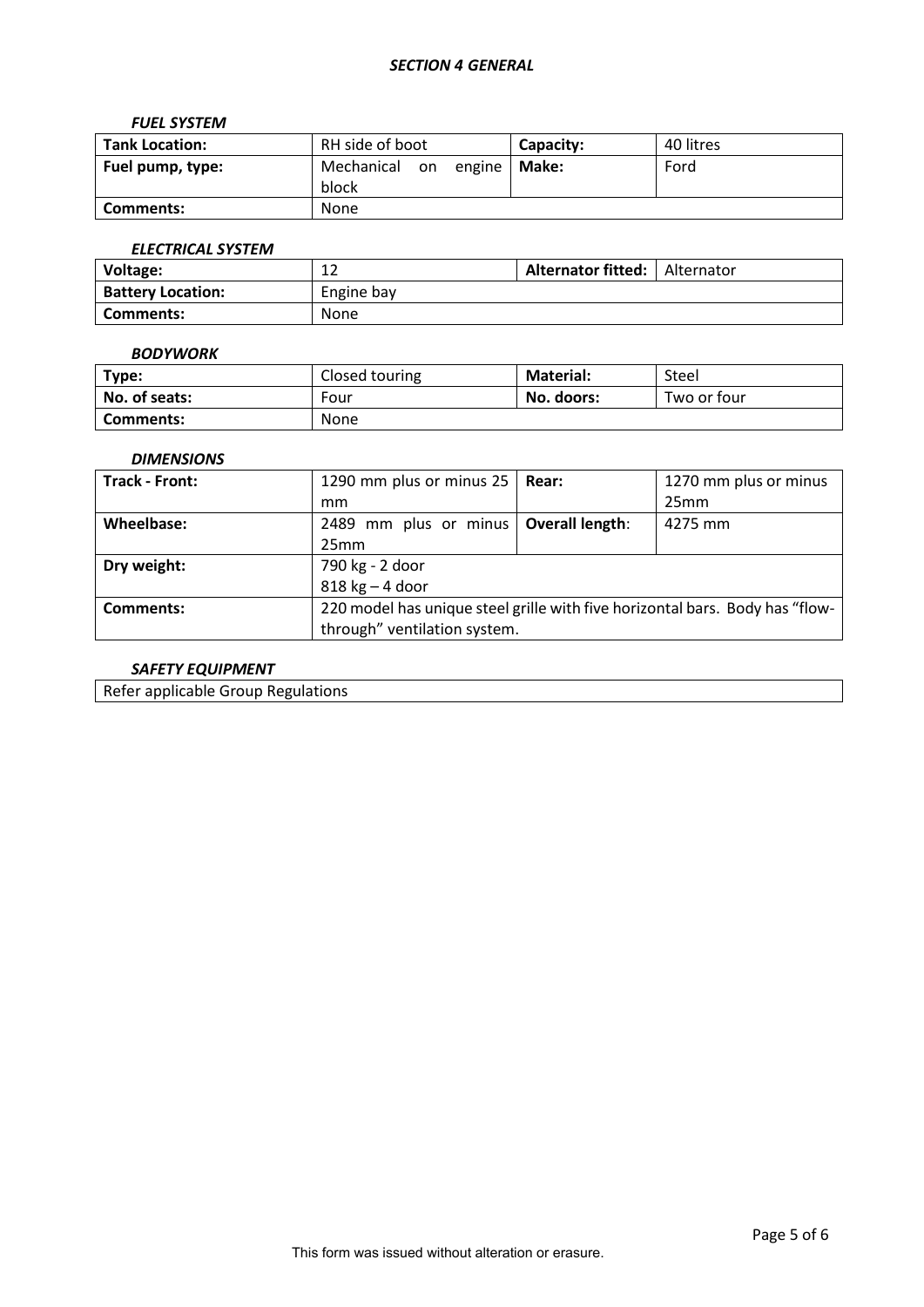## *SECTION 4 GENERAL*

### *FUEL SYSTEM*

| **Tank Location:** | RH side of boot | **Capacity:** | 40 litres |
|---|---|---|---|
| **Fuel pump, type:** | Mechanical on engine block | **Make:** | Ford |
| **Comments:** | None | | |

### *ELECTRICAL SYSTEM*

| **Voltage:** | 12 | **Alternator fitted:** | Alternator |
|---|---|---|---|
| **Battery Location:** | Engine bay | | |
| **Comments:** | None | | |

### *BODYWORK*

| **Type:** | Closed touring | **Material:** | Steel |
|---|---|---|---|
| **No. of seats:** | Four | **No. doors:** | Two or four |
| **Comments:** | None | | |

### *DIMENSIONS*

| **Track - Front:** | 1290 mm plus or minus 25 mm | **Rear:** | 1270 mm plus or minus 25mm |
|---|---|---|---|
| **Wheelbase:** | 2489 mm plus or minus 25mm | **Overall length**: | 4275 mm |
| **Dry weight:** | 790 kg - 2 door<br>818 kg – 4 door | | |
| **Comments:** | 220 model has unique steel grille with five horizontal bars. Body has “flow-through” ventilation system. | | |

### *SAFETY EQUIPMENT*

| Refer applicable Group Regulations |
|---|

This form was issued without alteration or erasure.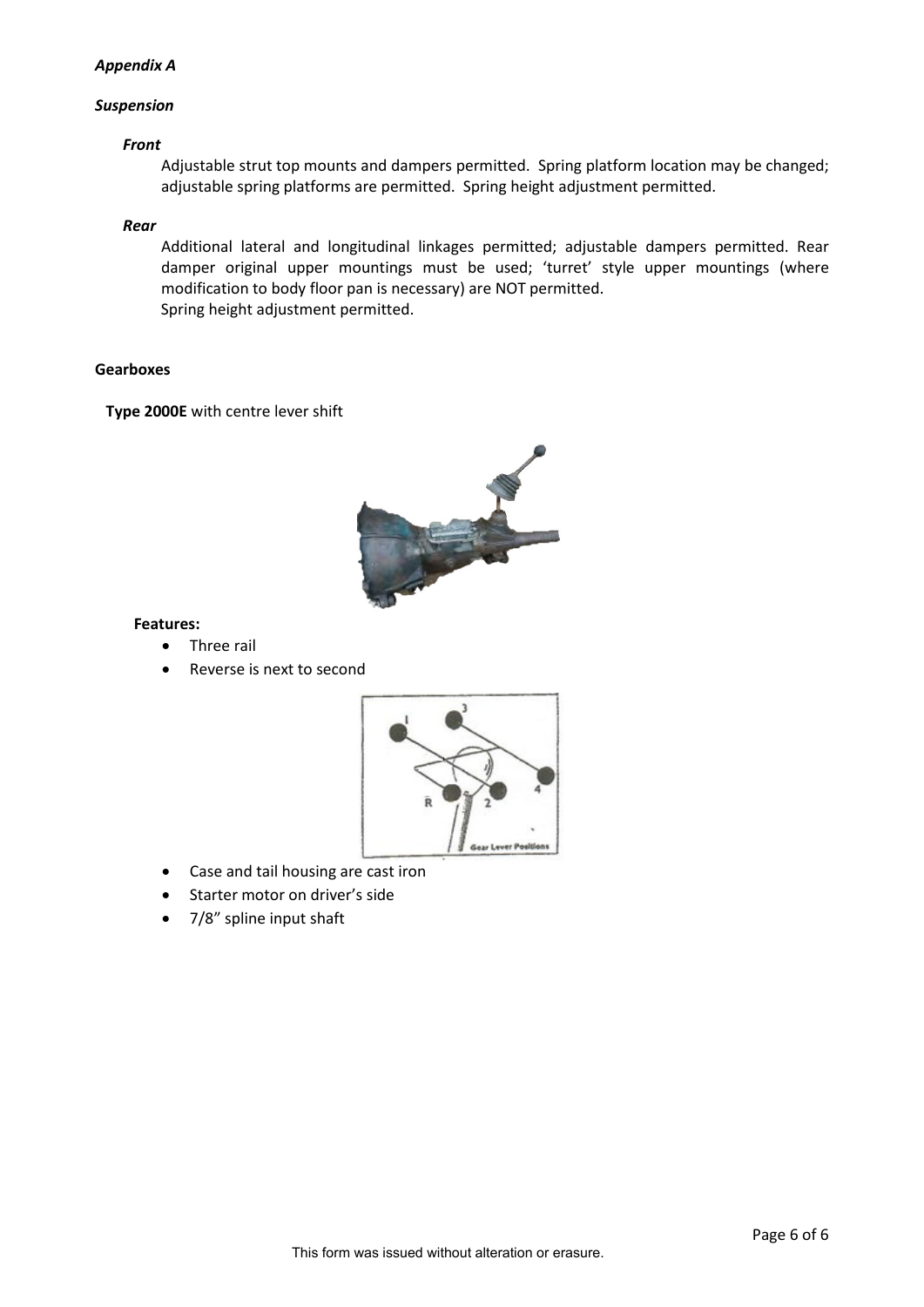*Appendix A*

***Suspension***

***Front***

Adjustable strut top mounts and dampers permitted. Spring platform location may be changed; adjustable spring platforms are permitted. Spring height adjustment permitted.

***Rear***

Additional lateral and longitudinal linkages permitted; adjustable dampers permitted. Rear damper original upper mountings must be used; 'turret' style upper mountings (where modification to body floor pan is necessary) are NOT permitted.
Spring height adjustment permitted.

**Gearboxes**

**Type 2000E** with centre lever shift

**Features:**

- Three rail
- Reverse is next to second
- Case and tail housing are cast iron
- Starter motor on driver's side
- 7/8" spline input shaft

This form was issued without alteration or erasure.